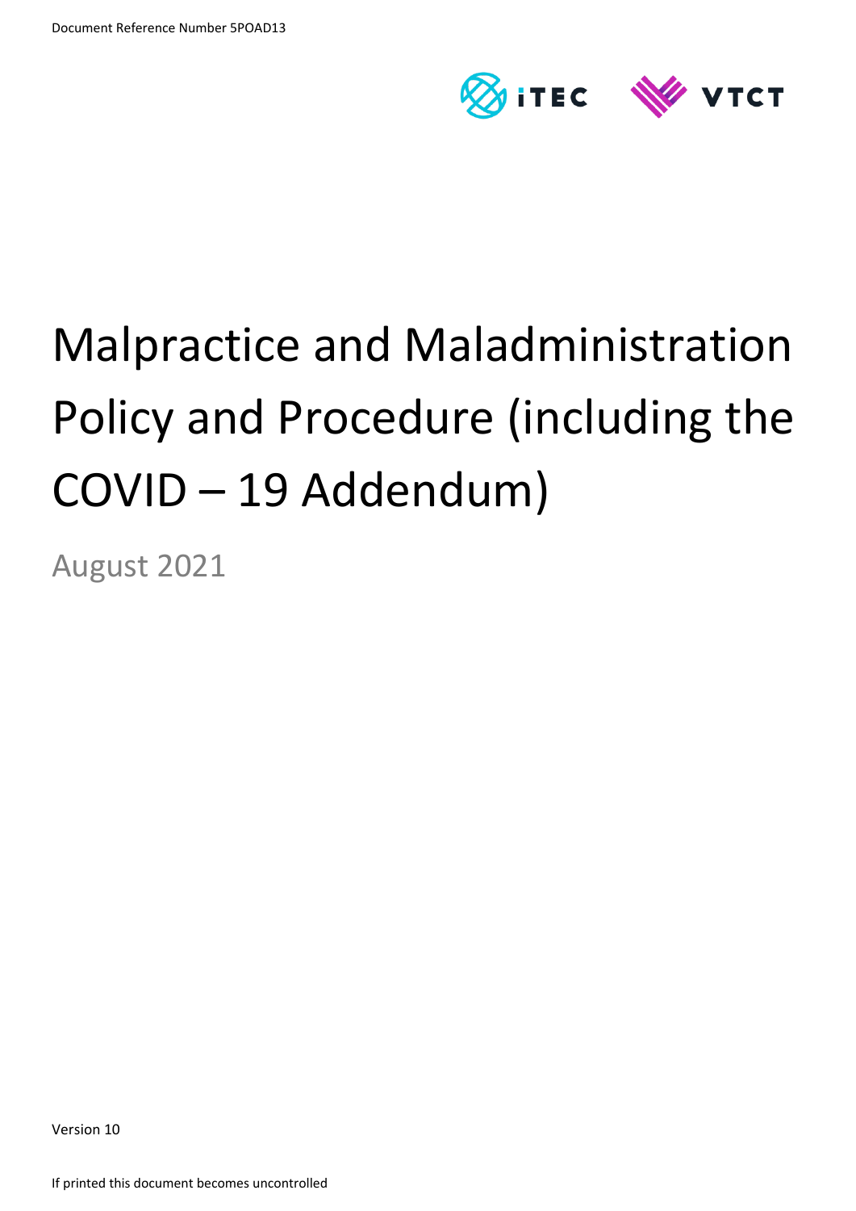Document Reference Number 5POAD13

# Malpractice and Maladministration Policy and Procedure (including the COVID – 19 Addendum)

August 2021

Version 10

If printed this document becomes uncontrolled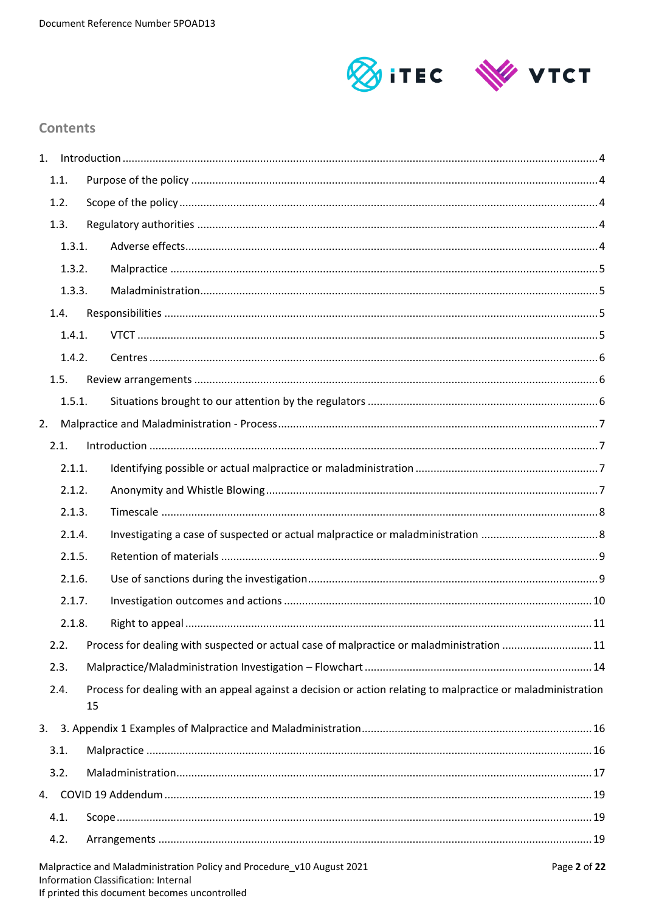## Contents

1. Introduction ..... 4
   - 1.1. Purpose of the policy ..... 4
   - 1.2. Scope of the policy ..... 4
   - 1.3. Regulatory authorities ..... 4
     - 1.3.1. Adverse effects ..... 4
     - 1.3.2. Malpractice ..... 5
     - 1.3.3. Maladministration ..... 5
   - 1.4. Responsibilities ..... 5
     - 1.4.1. VTCT ..... 5
     - 1.4.2. Centres ..... 6
   - 1.5. Review arrangements ..... 6
     - 1.5.1. Situations brought to our attention by the regulators ..... 6
2. Malpractice and Maladministration - Process ..... 7
   - 2.1. Introduction ..... 7
     - 2.1.1. Identifying possible or actual malpractice or maladministration ..... 7
     - 2.1.2. Anonymity and Whistle Blowing ..... 7
     - 2.1.3. Timescale ..... 8
     - 2.1.4. Investigating a case of suspected or actual malpractice or maladministration ..... 8
     - 2.1.5. Retention of materials ..... 9
     - 2.1.6. Use of sanctions during the investigation ..... 9
     - 2.1.7. Investigation outcomes and actions ..... 10
     - 2.1.8. Right to appeal ..... 11
   - 2.2. Process for dealing with suspected or actual case of malpractice or maladministration ..... 11
   - 2.3. Malpractice/Maladministration Investigation – Flowchart ..... 14
   - 2.4. Process for dealing with an appeal against a decision or action relating to malpractice or maladministration 15
3. 3. Appendix 1 Examples of Malpractice and Maladministration ..... 16
   - 3.1. Malpractice ..... 16
   - 3.2. Maladministration ..... 17
4. COVID 19 Addendum ..... 19
   - 4.1. Scope ..... 19
   - 4.2. Arrangements ..... 19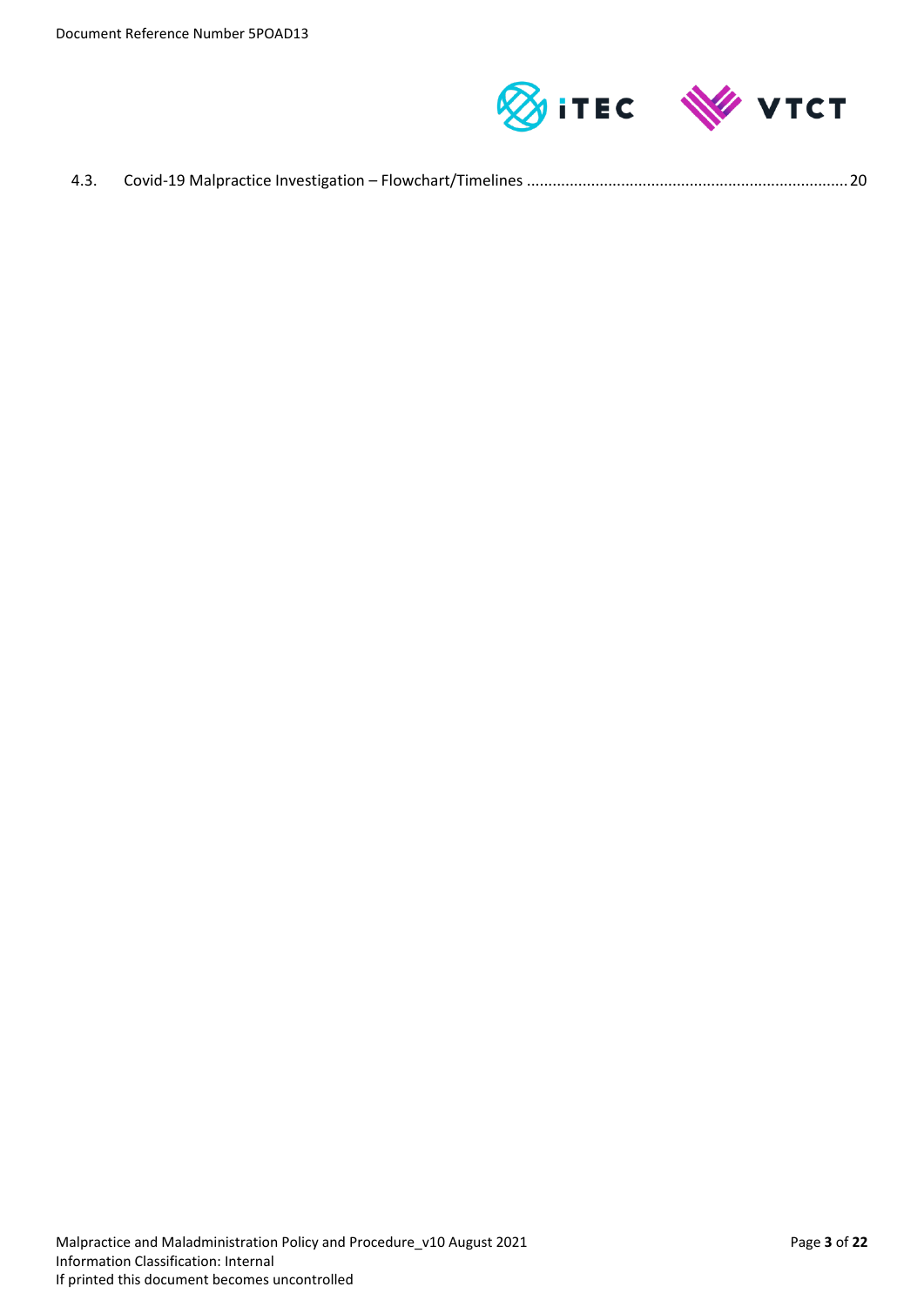4.3. Covid-19 Malpractice Investigation – Flowchart/Timelines ........................................................................ 20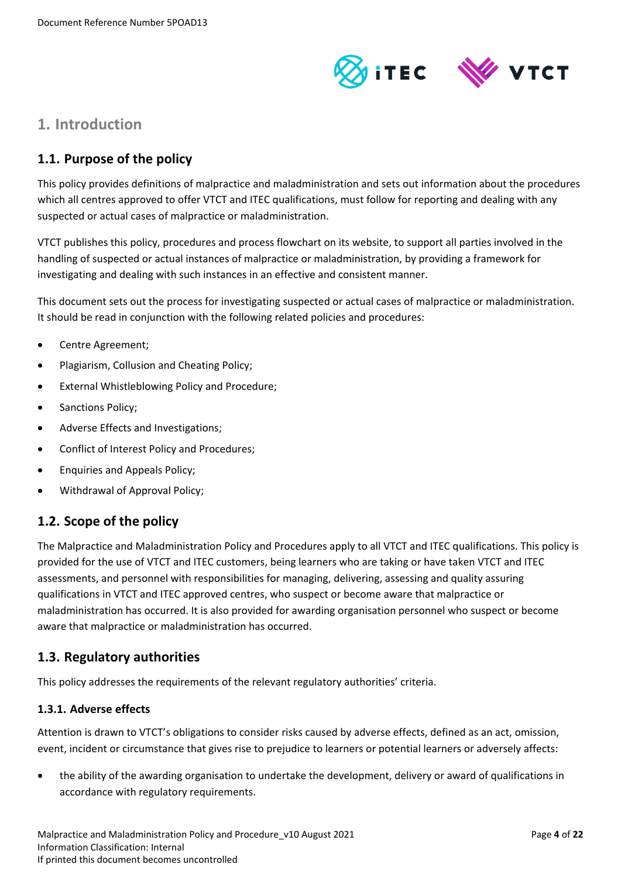# 1. Introduction

## 1.1. Purpose of the policy

This policy provides definitions of malpractice and maladministration and sets out information about the procedures which all centres approved to offer VTCT and ITEC qualifications, must follow for reporting and dealing with any suspected or actual cases of malpractice or maladministration.

VTCT publishes this policy, procedures and process flowchart on its website, to support all parties involved in the handling of suspected or actual instances of malpractice or maladministration, by providing a framework for investigating and dealing with such instances in an effective and consistent manner.

This document sets out the process for investigating suspected or actual cases of malpractice or maladministration. It should be read in conjunction with the following related policies and procedures:

- Centre Agreement;
- Plagiarism, Collusion and Cheating Policy;
- External Whistleblowing Policy and Procedure;
- Sanctions Policy;
- Adverse Effects and Investigations;
- Conflict of Interest Policy and Procedures;
- Enquiries and Appeals Policy;
- Withdrawal of Approval Policy;

## 1.2. Scope of the policy

The Malpractice and Maladministration Policy and Procedures apply to all VTCT and ITEC qualifications. This policy is provided for the use of VTCT and ITEC customers, being learners who are taking or have taken VTCT and ITEC assessments, and personnel with responsibilities for managing, delivering, assessing and quality assuring qualifications in VTCT and ITEC approved centres, who suspect or become aware that malpractice or maladministration has occurred. It is also provided for awarding organisation personnel who suspect or become aware that malpractice or maladministration has occurred.

## 1.3. Regulatory authorities

This policy addresses the requirements of the relevant regulatory authorities' criteria.

### 1.3.1. Adverse effects

Attention is drawn to VTCT's obligations to consider risks caused by adverse effects, defined as an act, omission, event, incident or circumstance that gives rise to prejudice to learners or potential learners or adversely affects:

- the ability of the awarding organisation to undertake the development, delivery or award of qualifications in accordance with regulatory requirements.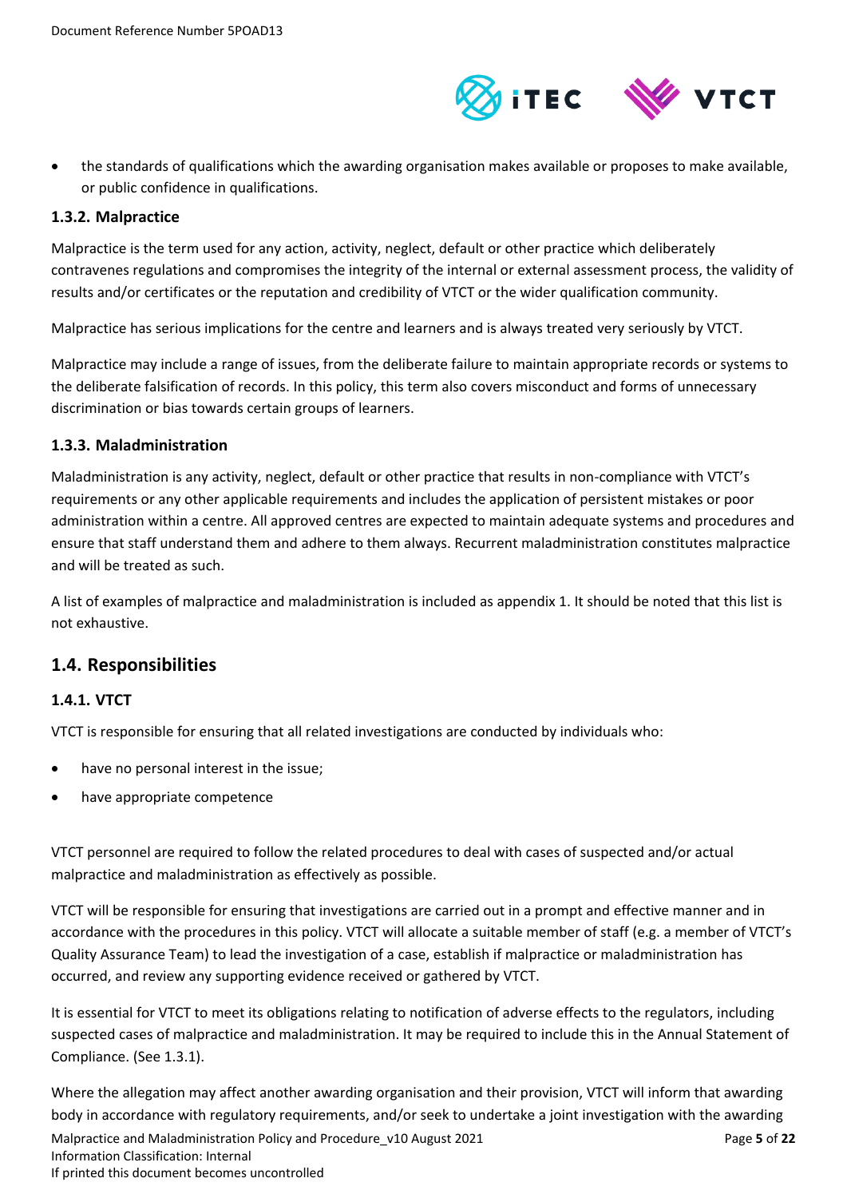- the standards of qualifications which the awarding organisation makes available or proposes to make available, or public confidence in qualifications.

#### 1.3.2. Malpractice

Malpractice is the term used for any action, activity, neglect, default or other practice which deliberately contravenes regulations and compromises the integrity of the internal or external assessment process, the validity of results and/or certificates or the reputation and credibility of VTCT or the wider qualification community.

Malpractice has serious implications for the centre and learners and is always treated very seriously by VTCT.

Malpractice may include a range of issues, from the deliberate failure to maintain appropriate records or systems to the deliberate falsification of records. In this policy, this term also covers misconduct and forms of unnecessary discrimination or bias towards certain groups of learners.

#### 1.3.3. Maladministration

Maladministration is any activity, neglect, default or other practice that results in non-compliance with VTCT's requirements or any other applicable requirements and includes the application of persistent mistakes or poor administration within a centre. All approved centres are expected to maintain adequate systems and procedures and ensure that staff understand them and adhere to them always. Recurrent maladministration constitutes malpractice and will be treated as such.

A list of examples of malpractice and maladministration is included as appendix 1. It should be noted that this list is not exhaustive.

### 1.4. Responsibilities

#### 1.4.1. VTCT

VTCT is responsible for ensuring that all related investigations are conducted by individuals who:

- have no personal interest in the issue;
- have appropriate competence

VTCT personnel are required to follow the related procedures to deal with cases of suspected and/or actual malpractice and maladministration as effectively as possible.

VTCT will be responsible for ensuring that investigations are carried out in a prompt and effective manner and in accordance with the procedures in this policy. VTCT will allocate a suitable member of staff (e.g. a member of VTCT's Quality Assurance Team) to lead the investigation of a case, establish if malpractice or maladministration has occurred, and review any supporting evidence received or gathered by VTCT.

It is essential for VTCT to meet its obligations relating to notification of adverse effects to the regulators, including suspected cases of malpractice and maladministration. It may be required to include this in the Annual Statement of Compliance. (See 1.3.1).

Where the allegation may affect another awarding organisation and their provision, VTCT will inform that awarding body in accordance with regulatory requirements, and/or seek to undertake a joint investigation with the awarding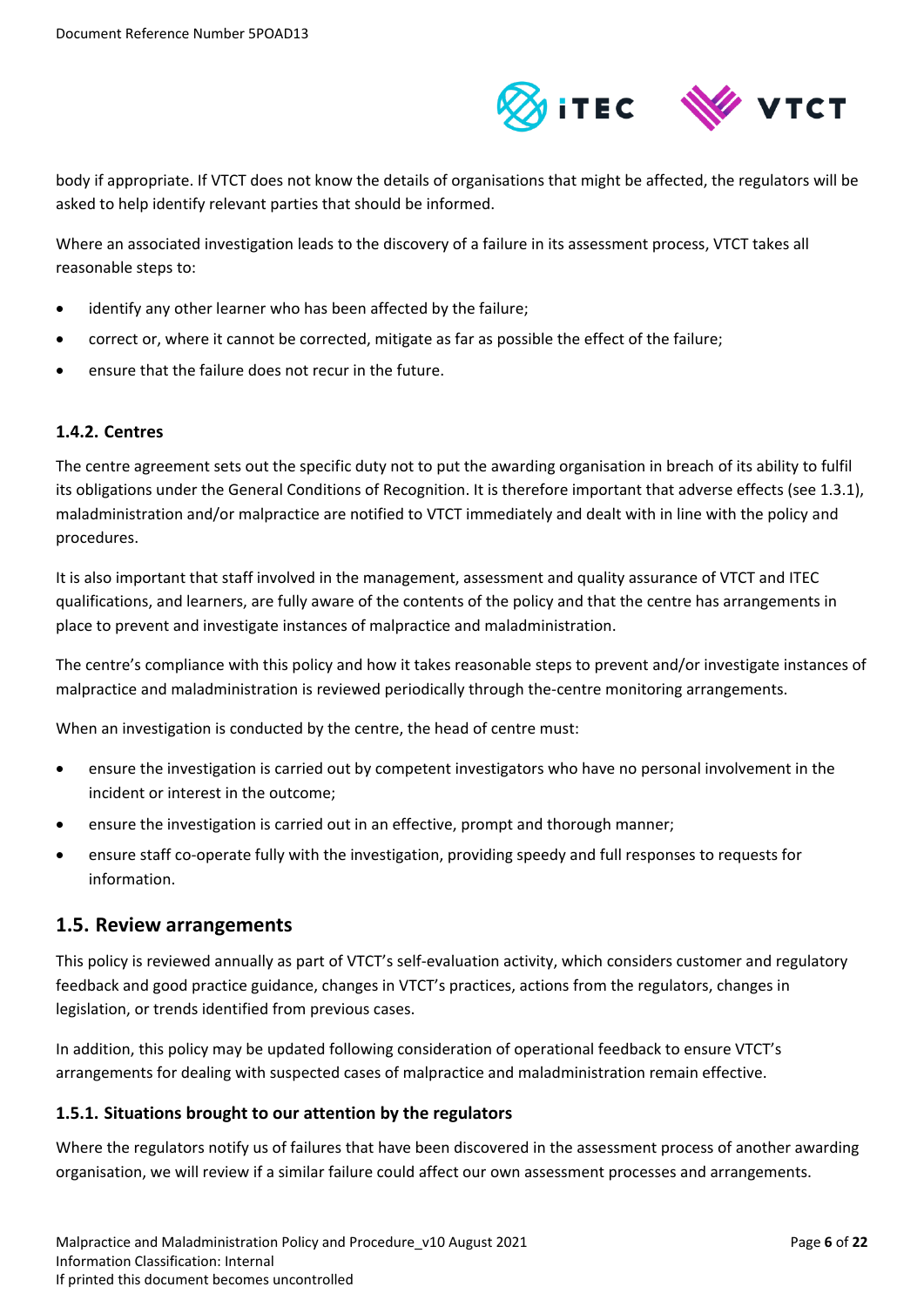body if appropriate. If VTCT does not know the details of organisations that might be affected, the regulators will be asked to help identify relevant parties that should be informed.

Where an associated investigation leads to the discovery of a failure in its assessment process, VTCT takes all reasonable steps to:

- identify any other learner who has been affected by the failure;
- correct or, where it cannot be corrected, mitigate as far as possible the effect of the failure;
- ensure that the failure does not recur in the future.

### 1.4.2. Centres

The centre agreement sets out the specific duty not to put the awarding organisation in breach of its ability to fulfil its obligations under the General Conditions of Recognition. It is therefore important that adverse effects (see 1.3.1), maladministration and/or malpractice are notified to VTCT immediately and dealt with in line with the policy and procedures.

It is also important that staff involved in the management, assessment and quality assurance of VTCT and ITEC qualifications, and learners, are fully aware of the contents of the policy and that the centre has arrangements in place to prevent and investigate instances of malpractice and maladministration.

The centre's compliance with this policy and how it takes reasonable steps to prevent and/or investigate instances of malpractice and maladministration is reviewed periodically through the-centre monitoring arrangements.

When an investigation is conducted by the centre, the head of centre must:

- ensure the investigation is carried out by competent investigators who have no personal involvement in the incident or interest in the outcome;
- ensure the investigation is carried out in an effective, prompt and thorough manner;
- ensure staff co-operate fully with the investigation, providing speedy and full responses to requests for information.

## 1.5. Review arrangements

This policy is reviewed annually as part of VTCT's self-evaluation activity, which considers customer and regulatory feedback and good practice guidance, changes in VTCT's practices, actions from the regulators, changes in legislation, or trends identified from previous cases.

In addition, this policy may be updated following consideration of operational feedback to ensure VTCT's arrangements for dealing with suspected cases of malpractice and maladministration remain effective.

### 1.5.1. Situations brought to our attention by the regulators

Where the regulators notify us of failures that have been discovered in the assessment process of another awarding organisation, we will review if a similar failure could affect our own assessment processes and arrangements.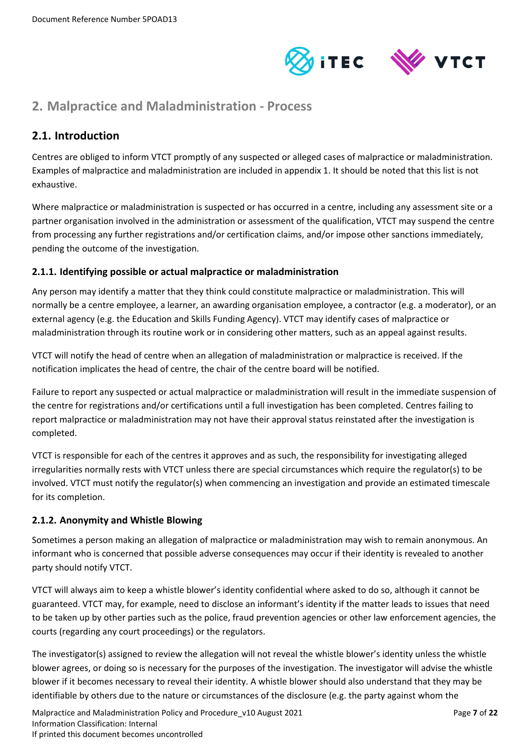## 2. Malpractice and Maladministration - Process

### 2.1. Introduction

Centres are obliged to inform VTCT promptly of any suspected or alleged cases of malpractice or maladministration. Examples of malpractice and maladministration are included in appendix 1. It should be noted that this list is not exhaustive.

Where malpractice or maladministration is suspected or has occurred in a centre, including any assessment site or a partner organisation involved in the administration or assessment of the qualification, VTCT may suspend the centre from processing any further registrations and/or certification claims, and/or impose other sanctions immediately, pending the outcome of the investigation.

#### 2.1.1. Identifying possible or actual malpractice or maladministration

Any person may identify a matter that they think could constitute malpractice or maladministration. This will normally be a centre employee, a learner, an awarding organisation employee, a contractor (e.g. a moderator), or an external agency (e.g. the Education and Skills Funding Agency). VTCT may identify cases of malpractice or maladministration through its routine work or in considering other matters, such as an appeal against results.

VTCT will notify the head of centre when an allegation of maladministration or malpractice is received. If the notification implicates the head of centre, the chair of the centre board will be notified.

Failure to report any suspected or actual malpractice or maladministration will result in the immediate suspension of the centre for registrations and/or certifications until a full investigation has been completed. Centres failing to report malpractice or maladministration may not have their approval status reinstated after the investigation is completed.

VTCT is responsible for each of the centres it approves and as such, the responsibility for investigating alleged irregularities normally rests with VTCT unless there are special circumstances which require the regulator(s) to be involved. VTCT must notify the regulator(s) when commencing an investigation and provide an estimated timescale for its completion.

#### 2.1.2. Anonymity and Whistle Blowing

Sometimes a person making an allegation of malpractice or maladministration may wish to remain anonymous. An informant who is concerned that possible adverse consequences may occur if their identity is revealed to another party should notify VTCT.

VTCT will always aim to keep a whistle blower's identity confidential where asked to do so, although it cannot be guaranteed. VTCT may, for example, need to disclose an informant's identity if the matter leads to issues that need to be taken up by other parties such as the police, fraud prevention agencies or other law enforcement agencies, the courts (regarding any court proceedings) or the regulators.

The investigator(s) assigned to review the allegation will not reveal the whistle blower's identity unless the whistle blower agrees, or doing so is necessary for the purposes of the investigation. The investigator will advise the whistle blower if it becomes necessary to reveal their identity. A whistle blower should also understand that they may be identifiable by others due to the nature or circumstances of the disclosure (e.g. the party against whom the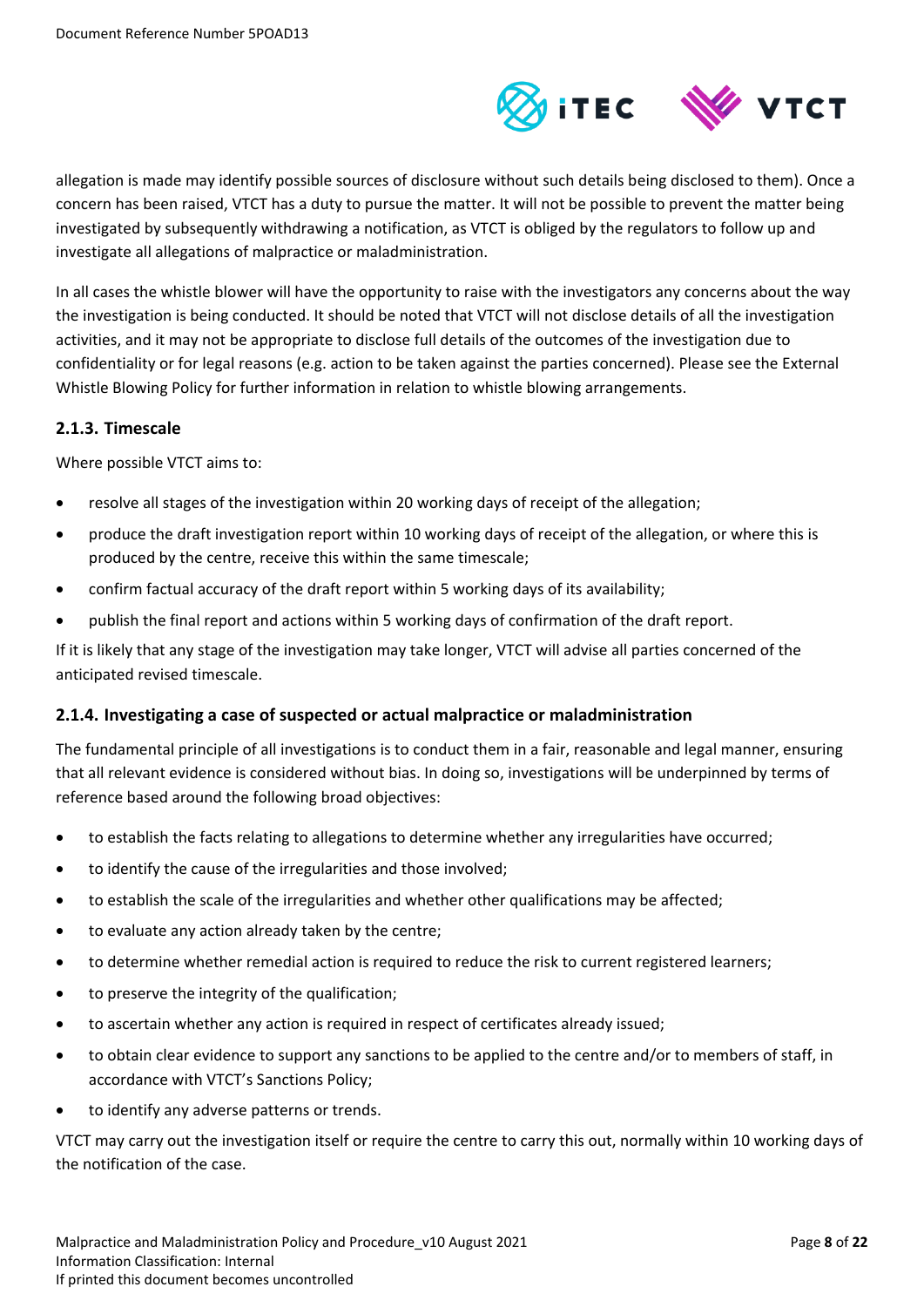allegation is made may identify possible sources of disclosure without such details being disclosed to them). Once a concern has been raised, VTCT has a duty to pursue the matter. It will not be possible to prevent the matter being investigated by subsequently withdrawing a notification, as VTCT is obliged by the regulators to follow up and investigate all allegations of malpractice or maladministration.

In all cases the whistle blower will have the opportunity to raise with the investigators any concerns about the way the investigation is being conducted. It should be noted that VTCT will not disclose details of all the investigation activities, and it may not be appropriate to disclose full details of the outcomes of the investigation due to confidentiality or for legal reasons (e.g. action to be taken against the parties concerned). Please see the External Whistle Blowing Policy for further information in relation to whistle blowing arrangements.

### 2.1.3. Timescale

Where possible VTCT aims to:

- resolve all stages of the investigation within 20 working days of receipt of the allegation;
- produce the draft investigation report within 10 working days of receipt of the allegation, or where this is produced by the centre, receive this within the same timescale;
- confirm factual accuracy of the draft report within 5 working days of its availability;
- publish the final report and actions within 5 working days of confirmation of the draft report.

If it is likely that any stage of the investigation may take longer, VTCT will advise all parties concerned of the anticipated revised timescale.

### 2.1.4. Investigating a case of suspected or actual malpractice or maladministration

The fundamental principle of all investigations is to conduct them in a fair, reasonable and legal manner, ensuring that all relevant evidence is considered without bias. In doing so, investigations will be underpinned by terms of reference based around the following broad objectives:

- to establish the facts relating to allegations to determine whether any irregularities have occurred;
- to identify the cause of the irregularities and those involved;
- to establish the scale of the irregularities and whether other qualifications may be affected;
- to evaluate any action already taken by the centre;
- to determine whether remedial action is required to reduce the risk to current registered learners;
- to preserve the integrity of the qualification;
- to ascertain whether any action is required in respect of certificates already issued;
- to obtain clear evidence to support any sanctions to be applied to the centre and/or to members of staff, in accordance with VTCT's Sanctions Policy;
- to identify any adverse patterns or trends.

VTCT may carry out the investigation itself or require the centre to carry this out, normally within 10 working days of the notification of the case.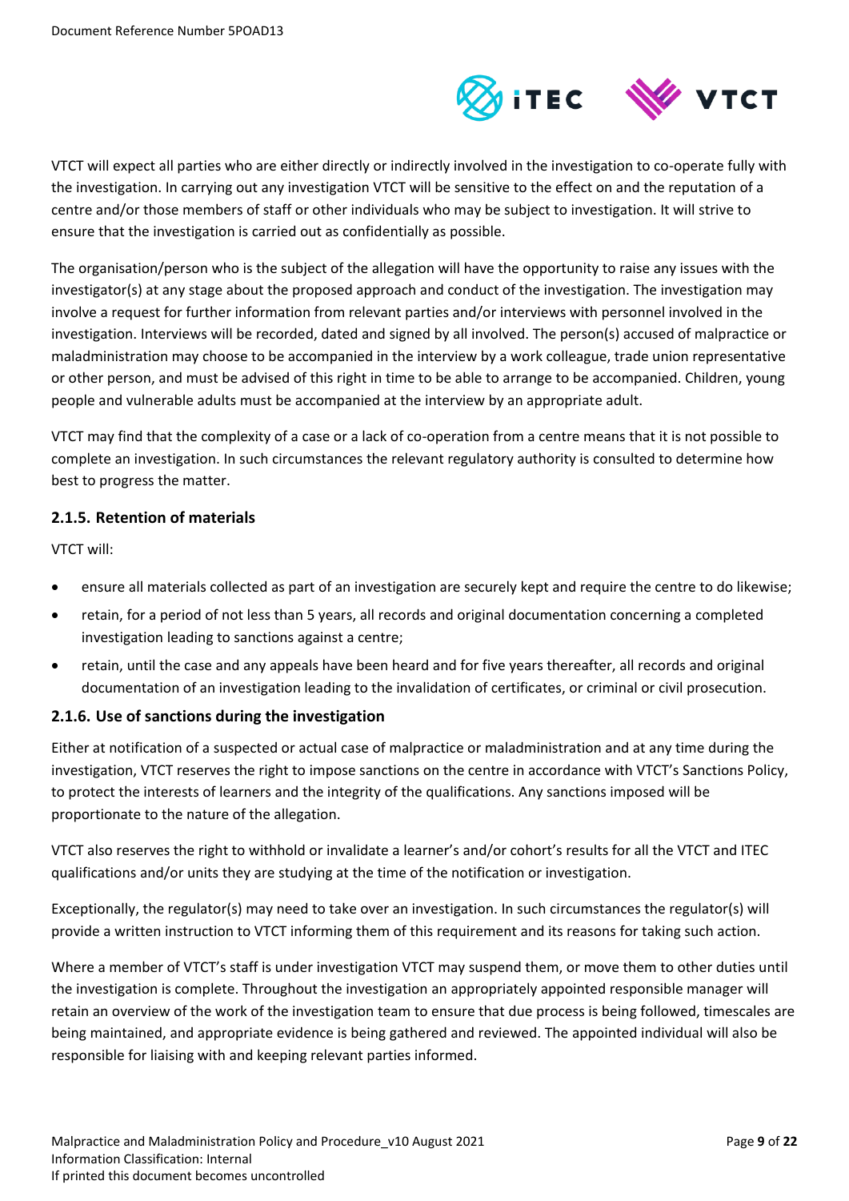VTCT will expect all parties who are either directly or indirectly involved in the investigation to co-operate fully with the investigation. In carrying out any investigation VTCT will be sensitive to the effect on and the reputation of a centre and/or those members of staff or other individuals who may be subject to investigation. It will strive to ensure that the investigation is carried out as confidentially as possible.

The organisation/person who is the subject of the allegation will have the opportunity to raise any issues with the investigator(s) at any stage about the proposed approach and conduct of the investigation. The investigation may involve a request for further information from relevant parties and/or interviews with personnel involved in the investigation. Interviews will be recorded, dated and signed by all involved. The person(s) accused of malpractice or maladministration may choose to be accompanied in the interview by a work colleague, trade union representative or other person, and must be advised of this right in time to be able to arrange to be accompanied. Children, young people and vulnerable adults must be accompanied at the interview by an appropriate adult.

VTCT may find that the complexity of a case or a lack of co-operation from a centre means that it is not possible to complete an investigation. In such circumstances the relevant regulatory authority is consulted to determine how best to progress the matter.

### 2.1.5. Retention of materials

VTCT will:

- ensure all materials collected as part of an investigation are securely kept and require the centre to do likewise;
- retain, for a period of not less than 5 years, all records and original documentation concerning a completed investigation leading to sanctions against a centre;
- retain, until the case and any appeals have been heard and for five years thereafter, all records and original documentation of an investigation leading to the invalidation of certificates, or criminal or civil prosecution.

### 2.1.6. Use of sanctions during the investigation

Either at notification of a suspected or actual case of malpractice or maladministration and at any time during the investigation, VTCT reserves the right to impose sanctions on the centre in accordance with VTCT's Sanctions Policy, to protect the interests of learners and the integrity of the qualifications. Any sanctions imposed will be proportionate to the nature of the allegation.

VTCT also reserves the right to withhold or invalidate a learner's and/or cohort's results for all the VTCT and ITEC qualifications and/or units they are studying at the time of the notification or investigation.

Exceptionally, the regulator(s) may need to take over an investigation. In such circumstances the regulator(s) will provide a written instruction to VTCT informing them of this requirement and its reasons for taking such action.

Where a member of VTCT's staff is under investigation VTCT may suspend them, or move them to other duties until the investigation is complete. Throughout the investigation an appropriately appointed responsible manager will retain an overview of the work of the investigation team to ensure that due process is being followed, timescales are being maintained, and appropriate evidence is being gathered and reviewed. The appointed individual will also be responsible for liaising with and keeping relevant parties informed.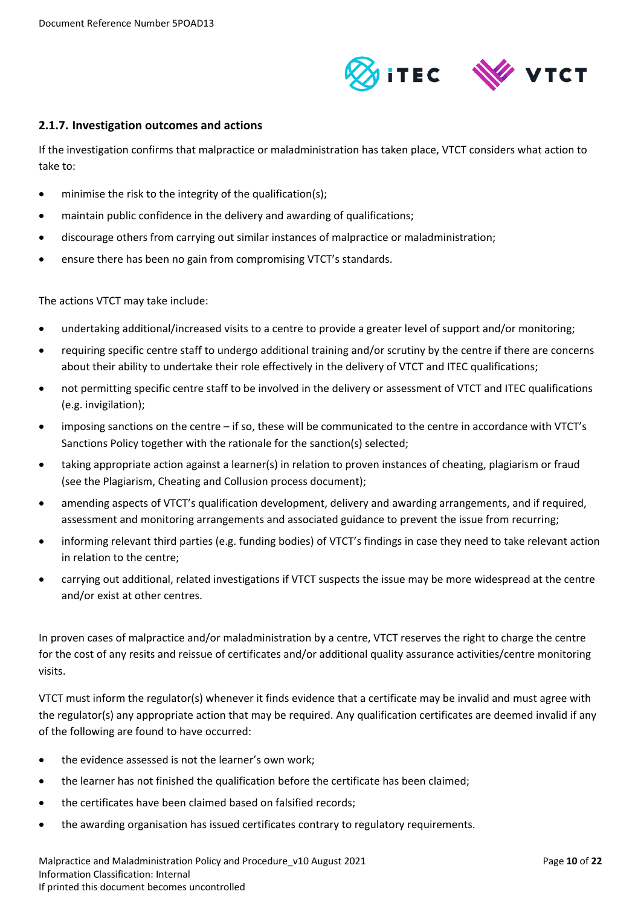### 2.1.7. Investigation outcomes and actions

If the investigation confirms that malpractice or maladministration has taken place, VTCT considers what action to take to:

- minimise the risk to the integrity of the qualification(s);
- maintain public confidence in the delivery and awarding of qualifications;
- discourage others from carrying out similar instances of malpractice or maladministration;
- ensure there has been no gain from compromising VTCT's standards.

The actions VTCT may take include:

- undertaking additional/increased visits to a centre to provide a greater level of support and/or monitoring;
- requiring specific centre staff to undergo additional training and/or scrutiny by the centre if there are concerns about their ability to undertake their role effectively in the delivery of VTCT and ITEC qualifications;
- not permitting specific centre staff to be involved in the delivery or assessment of VTCT and ITEC qualifications (e.g. invigilation);
- imposing sanctions on the centre – if so, these will be communicated to the centre in accordance with VTCT's Sanctions Policy together with the rationale for the sanction(s) selected;
- taking appropriate action against a learner(s) in relation to proven instances of cheating, plagiarism or fraud (see the Plagiarism, Cheating and Collusion process document);
- amending aspects of VTCT's qualification development, delivery and awarding arrangements, and if required, assessment and monitoring arrangements and associated guidance to prevent the issue from recurring;
- informing relevant third parties (e.g. funding bodies) of VTCT's findings in case they need to take relevant action in relation to the centre;
- carrying out additional, related investigations if VTCT suspects the issue may be more widespread at the centre and/or exist at other centres.

In proven cases of malpractice and/or maladministration by a centre, VTCT reserves the right to charge the centre for the cost of any resits and reissue of certificates and/or additional quality assurance activities/centre monitoring visits.

VTCT must inform the regulator(s) whenever it finds evidence that a certificate may be invalid and must agree with the regulator(s) any appropriate action that may be required. Any qualification certificates are deemed invalid if any of the following are found to have occurred:

- the evidence assessed is not the learner's own work;
- the learner has not finished the qualification before the certificate has been claimed;
- the certificates have been claimed based on falsified records;
- the awarding organisation has issued certificates contrary to regulatory requirements.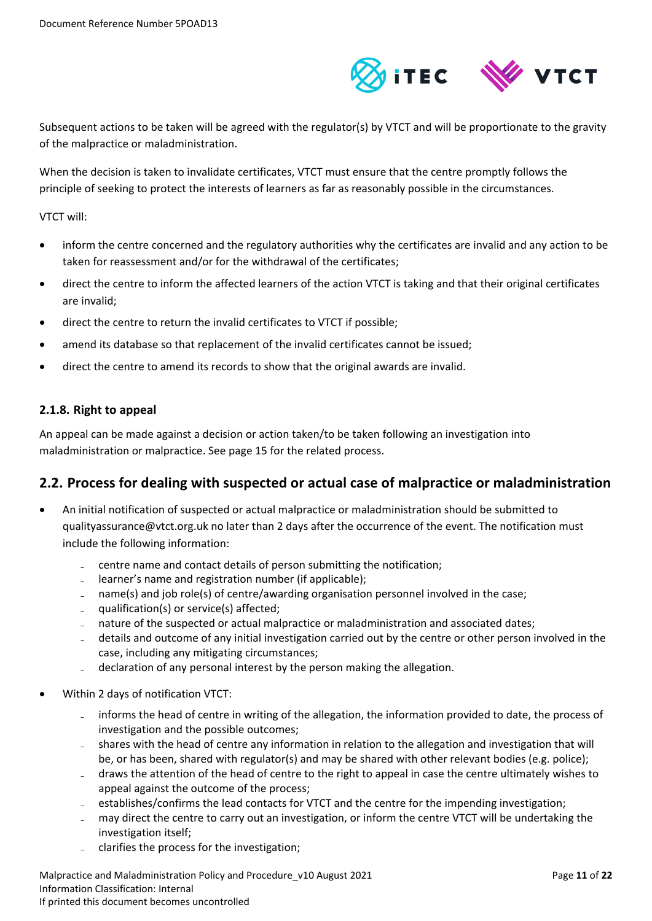Subsequent actions to be taken will be agreed with the regulator(s) by VTCT and will be proportionate to the gravity of the malpractice or maladministration.

When the decision is taken to invalidate certificates, VTCT must ensure that the centre promptly follows the principle of seeking to protect the interests of learners as far as reasonably possible in the circumstances.

VTCT will:

- inform the centre concerned and the regulatory authorities why the certificates are invalid and any action to be taken for reassessment and/or for the withdrawal of the certificates;
- direct the centre to inform the affected learners of the action VTCT is taking and that their original certificates are invalid;
- direct the centre to return the invalid certificates to VTCT if possible;
- amend its database so that replacement of the invalid certificates cannot be issued;
- direct the centre to amend its records to show that the original awards are invalid.

### 2.1.8. Right to appeal

An appeal can be made against a decision or action taken/to be taken following an investigation into maladministration or malpractice. See page 15 for the related process.

## 2.2. Process for dealing with suspected or actual case of malpractice or maladministration

- An initial notification of suspected or actual malpractice or maladministration should be submitted to qualityassurance@vtct.org.uk no later than 2 days after the occurrence of the event. The notification must include the following information:
  - centre name and contact details of person submitting the notification;
  - learner's name and registration number (if applicable);
  - name(s) and job role(s) of centre/awarding organisation personnel involved in the case;
  - qualification(s) or service(s) affected;
  - nature of the suspected or actual malpractice or maladministration and associated dates;
  - details and outcome of any initial investigation carried out by the centre or other person involved in the case, including any mitigating circumstances;
  - declaration of any personal interest by the person making the allegation.
- Within 2 days of notification VTCT:
  - informs the head of centre in writing of the allegation, the information provided to date, the process of investigation and the possible outcomes;
  - shares with the head of centre any information in relation to the allegation and investigation that will be, or has been, shared with regulator(s) and may be shared with other relevant bodies (e.g. police);
  - draws the attention of the head of centre to the right to appeal in case the centre ultimately wishes to appeal against the outcome of the process;
  - establishes/confirms the lead contacts for VTCT and the centre for the impending investigation;
  - may direct the centre to carry out an investigation, or inform the centre VTCT will be undertaking the investigation itself;
  - clarifies the process for the investigation;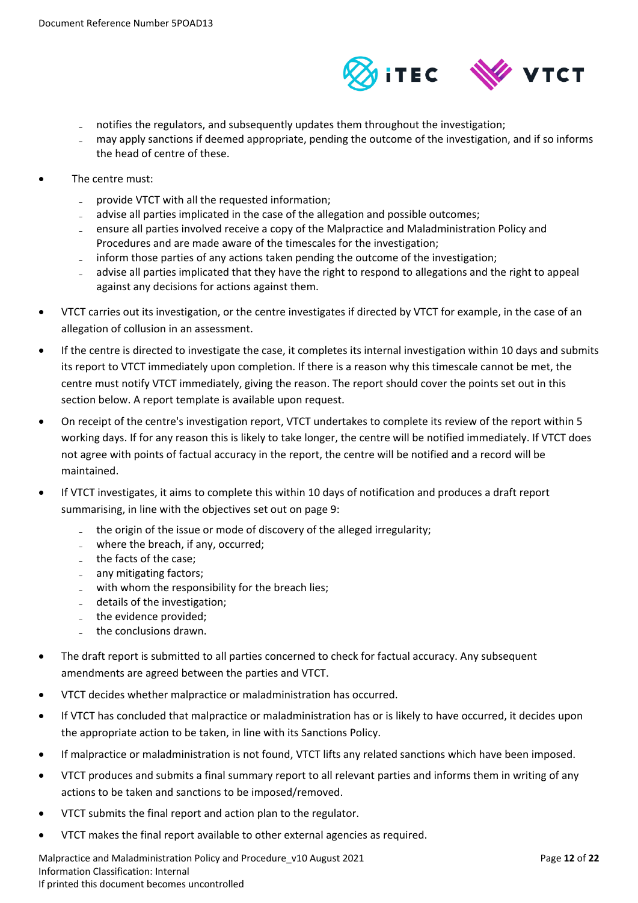- notifies the regulators, and subsequently updates them throughout the investigation;
  - may apply sanctions if deemed appropriate, pending the outcome of the investigation, and if so informs the head of centre of these.

- The centre must:
  - provide VTCT with all the requested information;
  - advise all parties implicated in the case of the allegation and possible outcomes;
  - ensure all parties involved receive a copy of the Malpractice and Maladministration Policy and Procedures and are made aware of the timescales for the investigation;
  - inform those parties of any actions taken pending the outcome of the investigation;
  - advise all parties implicated that they have the right to respond to allegations and the right to appeal against any decisions for actions against them.

- VTCT carries out its investigation, or the centre investigates if directed by VTCT for example, in the case of an allegation of collusion in an assessment.

- If the centre is directed to investigate the case, it completes its internal investigation within 10 days and submits its report to VTCT immediately upon completion. If there is a reason why this timescale cannot be met, the centre must notify VTCT immediately, giving the reason. The report should cover the points set out in this section below. A report template is available upon request.

- On receipt of the centre's investigation report, VTCT undertakes to complete its review of the report within 5 working days. If for any reason this is likely to take longer, the centre will be notified immediately. If VTCT does not agree with points of factual accuracy in the report, the centre will be notified and a record will be maintained.

- If VTCT investigates, it aims to complete this within 10 days of notification and produces a draft report summarising, in line with the objectives set out on page 9:
  - the origin of the issue or mode of discovery of the alleged irregularity;
  - where the breach, if any, occurred;
  - the facts of the case;
  - any mitigating factors;
  - with whom the responsibility for the breach lies;
  - details of the investigation;
  - the evidence provided;
  - the conclusions drawn.

- The draft report is submitted to all parties concerned to check for factual accuracy. Any subsequent amendments are agreed between the parties and VTCT.

- VTCT decides whether malpractice or maladministration has occurred.

- If VTCT has concluded that malpractice or maladministration has or is likely to have occurred, it decides upon the appropriate action to be taken, in line with its Sanctions Policy.

- If malpractice or maladministration is not found, VTCT lifts any related sanctions which have been imposed.

- VTCT produces and submits a final summary report to all relevant parties and informs them in writing of any actions to be taken and sanctions to be imposed/removed.

- VTCT submits the final report and action plan to the regulator.

- VTCT makes the final report available to other external agencies as required.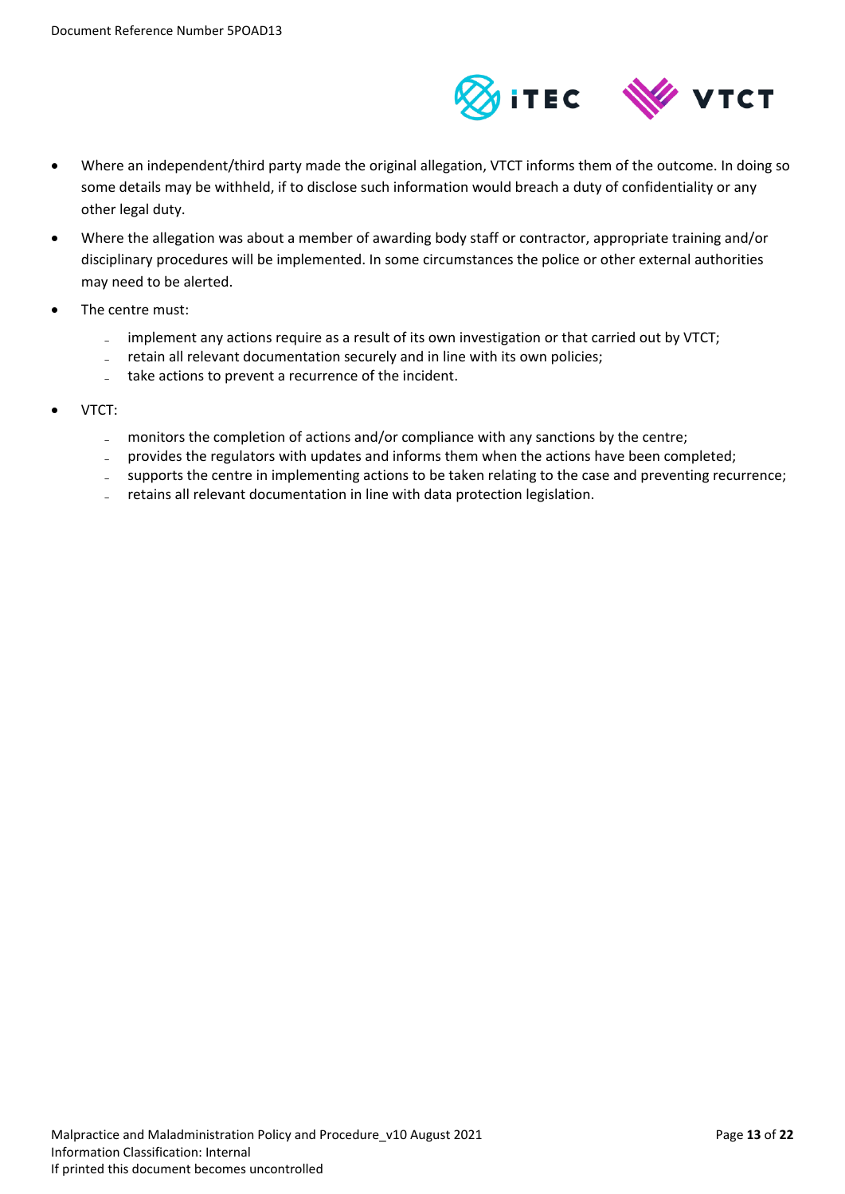- Where an independent/third party made the original allegation, VTCT informs them of the outcome. In doing so some details may be withheld, if to disclose such information would breach a duty of confidentiality or any other legal duty.
- Where the allegation was about a member of awarding body staff or contractor, appropriate training and/or disciplinary procedures will be implemented. In some circumstances the police or other external authorities may need to be alerted.
- The centre must:
  - implement any actions require as a result of its own investigation or that carried out by VTCT;
  - retain all relevant documentation securely and in line with its own policies;
  - take actions to prevent a recurrence of the incident.
- VTCT:
  - monitors the completion of actions and/or compliance with any sanctions by the centre;
  - provides the regulators with updates and informs them when the actions have been completed;
  - supports the centre in implementing actions to be taken relating to the case and preventing recurrence;
  - retains all relevant documentation in line with data protection legislation.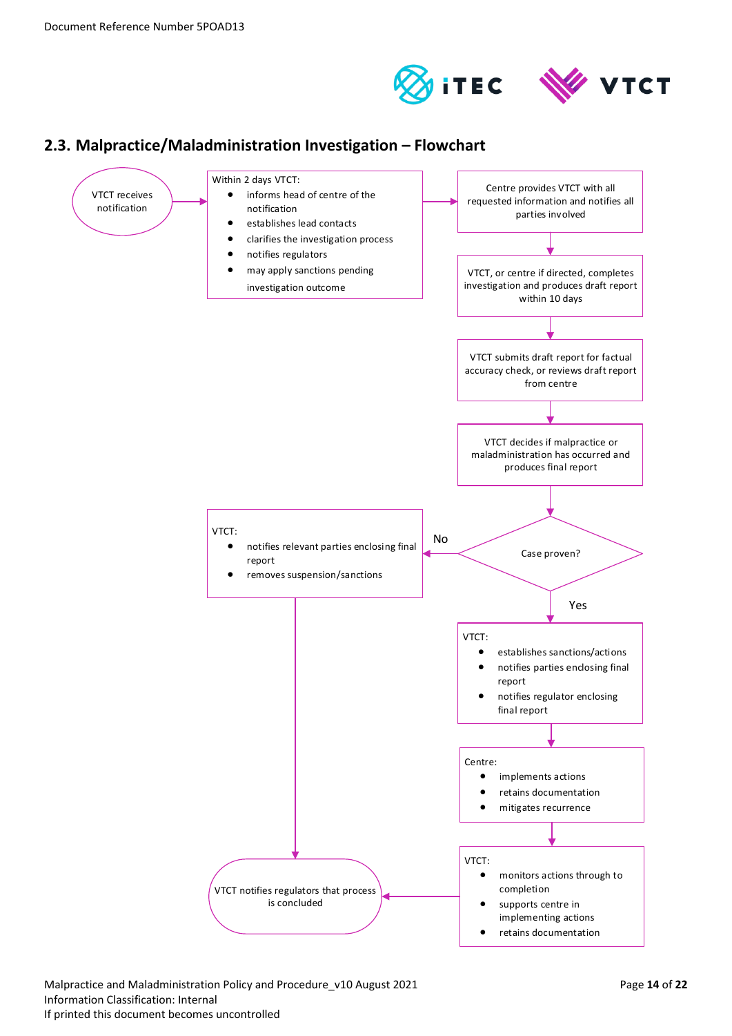## 2.3. Malpractice/Maladministration Investigation – Flowchart

VTCT receives notification

Within 2 days VTCT:

- informs head of centre of the notification
- establishes lead contacts
- clarifies the investigation process
- notifies regulators
- may apply sanctions pending investigation outcome

Centre provides VTCT with all requested information and notifies all parties involved

VTCT, or centre if directed, completes investigation and produces draft report within 10 days

VTCT submits draft report for factual accuracy check, or reviews draft report from centre

VTCT decides if malpractice or maladministration has occurred and produces final report

Case proven?

**No**

VTCT:

- notifies relevant parties enclosing final report
- removes suspension/sanctions

**Yes**

VTCT:

- establishes sanctions/actions
- notifies parties enclosing final report
- notifies regulator enclosing final report

Centre:

- implements actions
- retains documentation
- mitigates recurrence

VTCT:

- monitors actions through to completion
- supports centre in implementing actions
- retains documentation

VTCT notifies regulators that process is concluded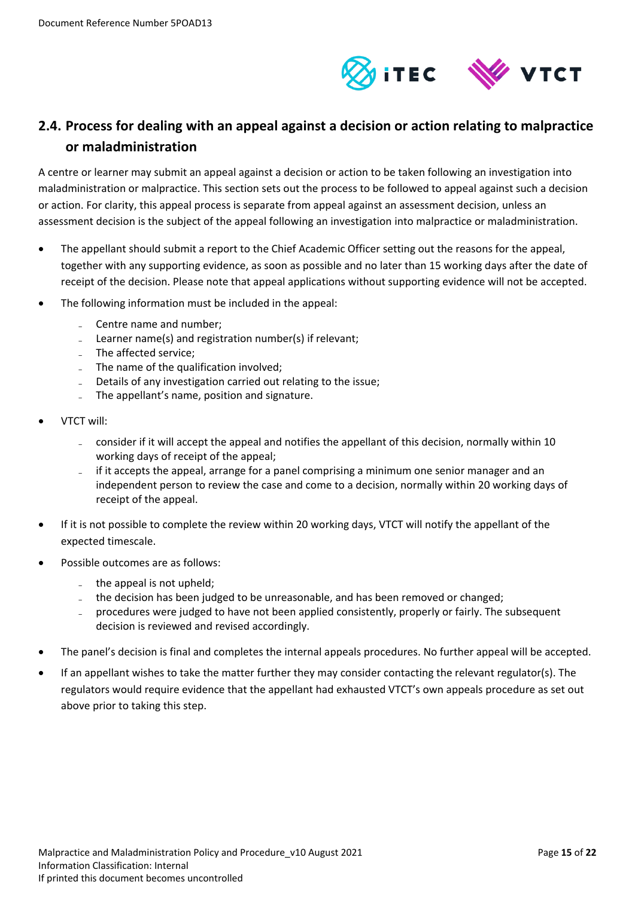## 2.4. Process for dealing with an appeal against a decision or action relating to malpractice or maladministration

A centre or learner may submit an appeal against a decision or action to be taken following an investigation into maladministration or malpractice. This section sets out the process to be followed to appeal against such a decision or action. For clarity, this appeal process is separate from appeal against an assessment decision, unless an assessment decision is the subject of the appeal following an investigation into malpractice or maladministration.

- The appellant should submit a report to the Chief Academic Officer setting out the reasons for the appeal, together with any supporting evidence, as soon as possible and no later than 15 working days after the date of receipt of the decision. Please note that appeal applications without supporting evidence will not be accepted.
- The following information must be included in the appeal:
  - Centre name and number;
  - Learner name(s) and registration number(s) if relevant;
  - The affected service;
  - The name of the qualification involved;
  - Details of any investigation carried out relating to the issue;
  - The appellant's name, position and signature.
- VTCT will:
  - consider if it will accept the appeal and notifies the appellant of this decision, normally within 10 working days of receipt of the appeal;
  - if it accepts the appeal, arrange for a panel comprising a minimum one senior manager and an independent person to review the case and come to a decision, normally within 20 working days of receipt of the appeal.
- If it is not possible to complete the review within 20 working days, VTCT will notify the appellant of the expected timescale.
- Possible outcomes are as follows:
  - the appeal is not upheld;
  - the decision has been judged to be unreasonable, and has been removed or changed;
  - procedures were judged to have not been applied consistently, properly or fairly. The subsequent decision is reviewed and revised accordingly.
- The panel's decision is final and completes the internal appeals procedures. No further appeal will be accepted.
- If an appellant wishes to take the matter further they may consider contacting the relevant regulator(s). The regulators would require evidence that the appellant had exhausted VTCT's own appeals procedure as set out above prior to taking this step.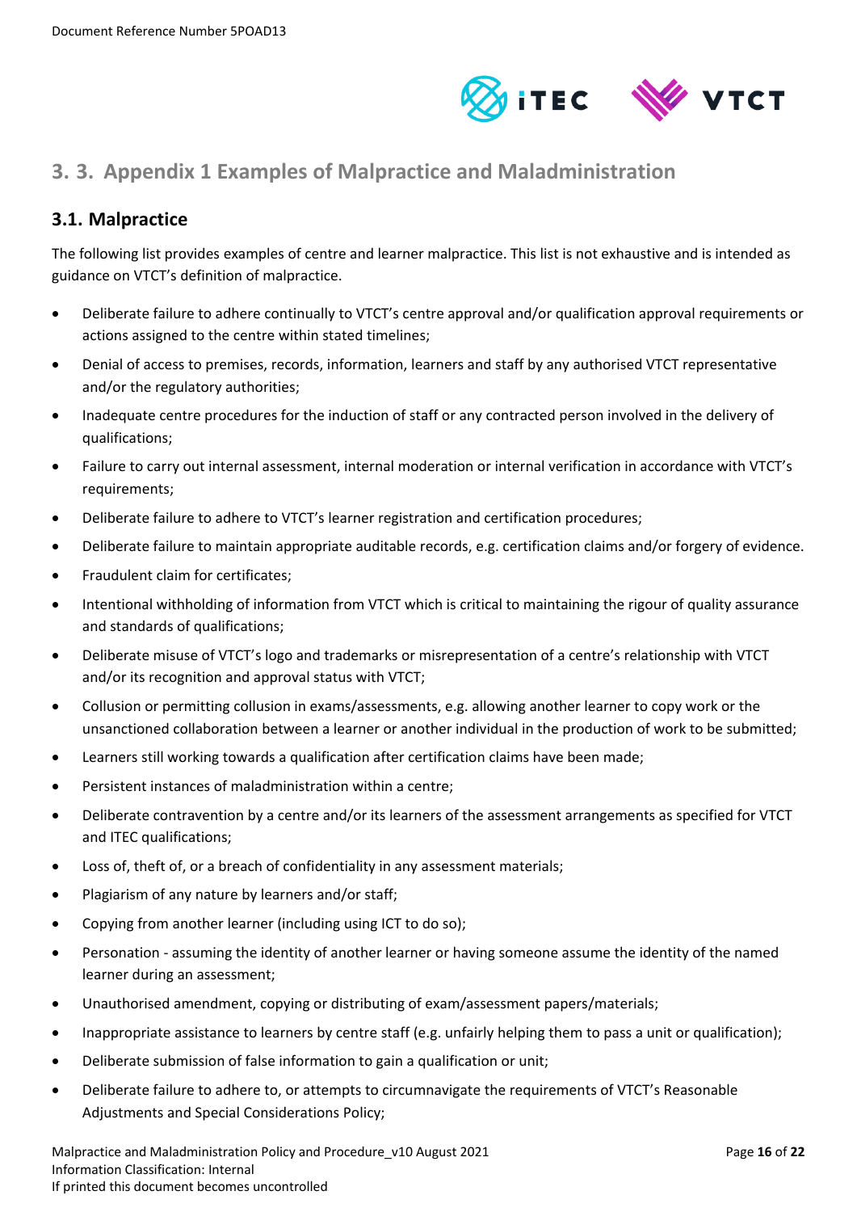## 3. 3. Appendix 1 Examples of Malpractice and Maladministration

### 3.1. Malpractice

The following list provides examples of centre and learner malpractice. This list is not exhaustive and is intended as guidance on VTCT's definition of malpractice.

- Deliberate failure to adhere continually to VTCT's centre approval and/or qualification approval requirements or actions assigned to the centre within stated timelines;
- Denial of access to premises, records, information, learners and staff by any authorised VTCT representative and/or the regulatory authorities;
- Inadequate centre procedures for the induction of staff or any contracted person involved in the delivery of qualifications;
- Failure to carry out internal assessment, internal moderation or internal verification in accordance with VTCT's requirements;
- Deliberate failure to adhere to VTCT's learner registration and certification procedures;
- Deliberate failure to maintain appropriate auditable records, e.g. certification claims and/or forgery of evidence.
- Fraudulent claim for certificates;
- Intentional withholding of information from VTCT which is critical to maintaining the rigour of quality assurance and standards of qualifications;
- Deliberate misuse of VTCT's logo and trademarks or misrepresentation of a centre's relationship with VTCT and/or its recognition and approval status with VTCT;
- Collusion or permitting collusion in exams/assessments, e.g. allowing another learner to copy work or the unsanctioned collaboration between a learner or another individual in the production of work to be submitted;
- Learners still working towards a qualification after certification claims have been made;
- Persistent instances of maladministration within a centre;
- Deliberate contravention by a centre and/or its learners of the assessment arrangements as specified for VTCT and ITEC qualifications;
- Loss of, theft of, or a breach of confidentiality in any assessment materials;
- Plagiarism of any nature by learners and/or staff;
- Copying from another learner (including using ICT to do so);
- Personation - assuming the identity of another learner or having someone assume the identity of the named learner during an assessment;
- Unauthorised amendment, copying or distributing of exam/assessment papers/materials;
- Inappropriate assistance to learners by centre staff (e.g. unfairly helping them to pass a unit or qualification);
- Deliberate submission of false information to gain a qualification or unit;
- Deliberate failure to adhere to, or attempts to circumnavigate the requirements of VTCT's Reasonable Adjustments and Special Considerations Policy;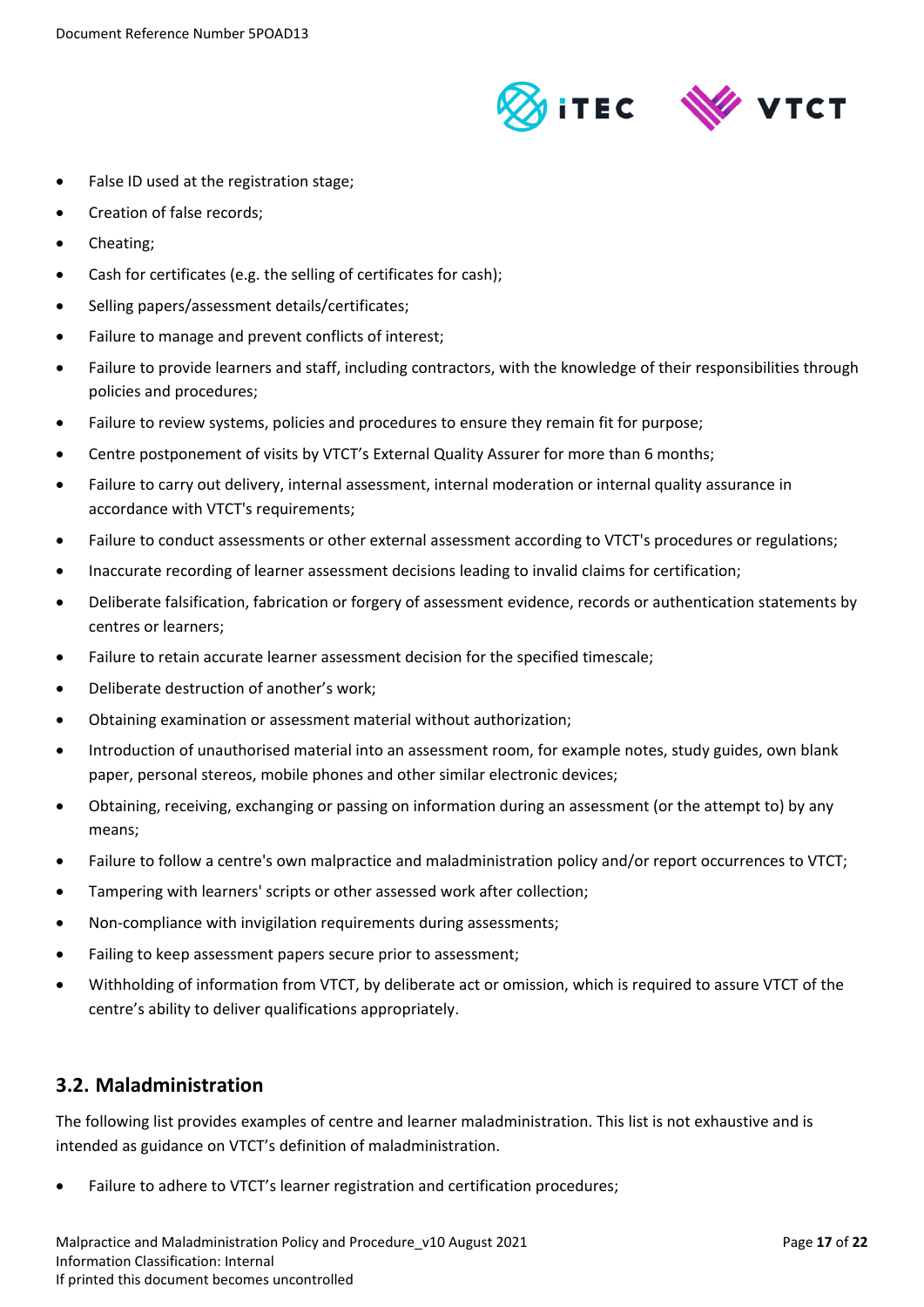- False ID used at the registration stage;
- Creation of false records;
- Cheating;
- Cash for certificates (e.g. the selling of certificates for cash);
- Selling papers/assessment details/certificates;
- Failure to manage and prevent conflicts of interest;
- Failure to provide learners and staff, including contractors, with the knowledge of their responsibilities through policies and procedures;
- Failure to review systems, policies and procedures to ensure they remain fit for purpose;
- Centre postponement of visits by VTCT's External Quality Assurer for more than 6 months;
- Failure to carry out delivery, internal assessment, internal moderation or internal quality assurance in accordance with VTCT's requirements;
- Failure to conduct assessments or other external assessment according to VTCT's procedures or regulations;
- Inaccurate recording of learner assessment decisions leading to invalid claims for certification;
- Deliberate falsification, fabrication or forgery of assessment evidence, records or authentication statements by centres or learners;
- Failure to retain accurate learner assessment decision for the specified timescale;
- Deliberate destruction of another's work;
- Obtaining examination or assessment material without authorization;
- Introduction of unauthorised material into an assessment room, for example notes, study guides, own blank paper, personal stereos, mobile phones and other similar electronic devices;
- Obtaining, receiving, exchanging or passing on information during an assessment (or the attempt to) by any means;
- Failure to follow a centre's own malpractice and maladministration policy and/or report occurrences to VTCT;
- Tampering with learners' scripts or other assessed work after collection;
- Non-compliance with invigilation requirements during assessments;
- Failing to keep assessment papers secure prior to assessment;
- Withholding of information from VTCT, by deliberate act or omission, which is required to assure VTCT of the centre's ability to deliver qualifications appropriately.

## 3.2. Maladministration

The following list provides examples of centre and learner maladministration. This list is not exhaustive and is intended as guidance on VTCT's definition of maladministration.

- Failure to adhere to VTCT's learner registration and certification procedures;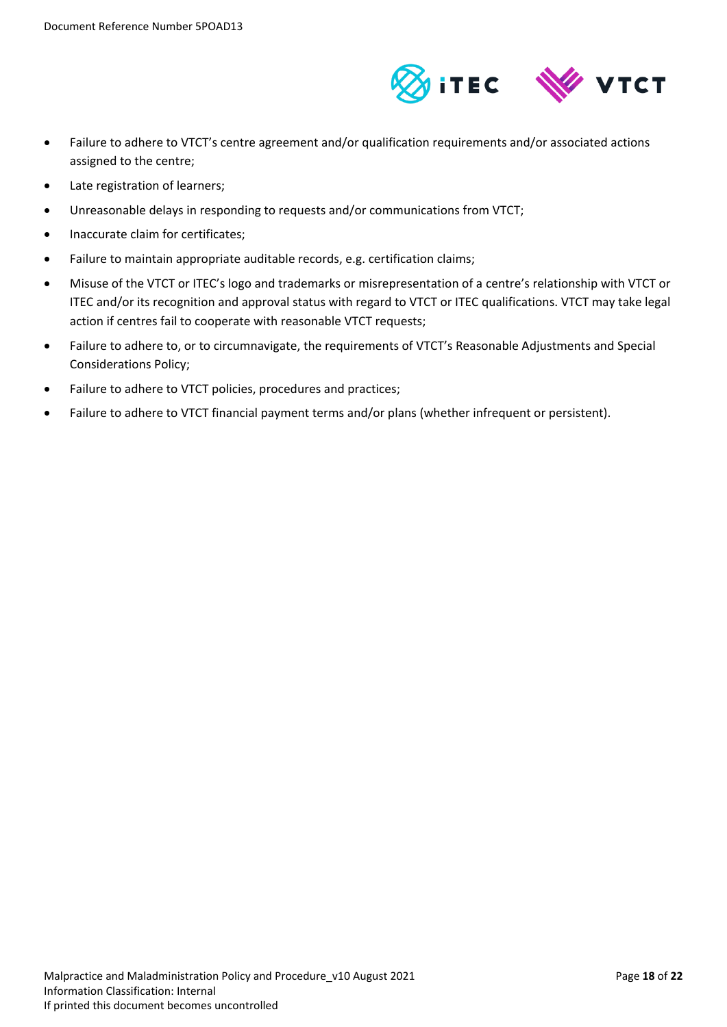- Failure to adhere to VTCT's centre agreement and/or qualification requirements and/or associated actions assigned to the centre;
- Late registration of learners;
- Unreasonable delays in responding to requests and/or communications from VTCT;
- Inaccurate claim for certificates;
- Failure to maintain appropriate auditable records, e.g. certification claims;
- Misuse of the VTCT or ITEC's logo and trademarks or misrepresentation of a centre's relationship with VTCT or ITEC and/or its recognition and approval status with regard to VTCT or ITEC qualifications. VTCT may take legal action if centres fail to cooperate with reasonable VTCT requests;
- Failure to adhere to, or to circumnavigate, the requirements of VTCT's Reasonable Adjustments and Special Considerations Policy;
- Failure to adhere to VTCT policies, procedures and practices;
- Failure to adhere to VTCT financial payment terms and/or plans (whether infrequent or persistent).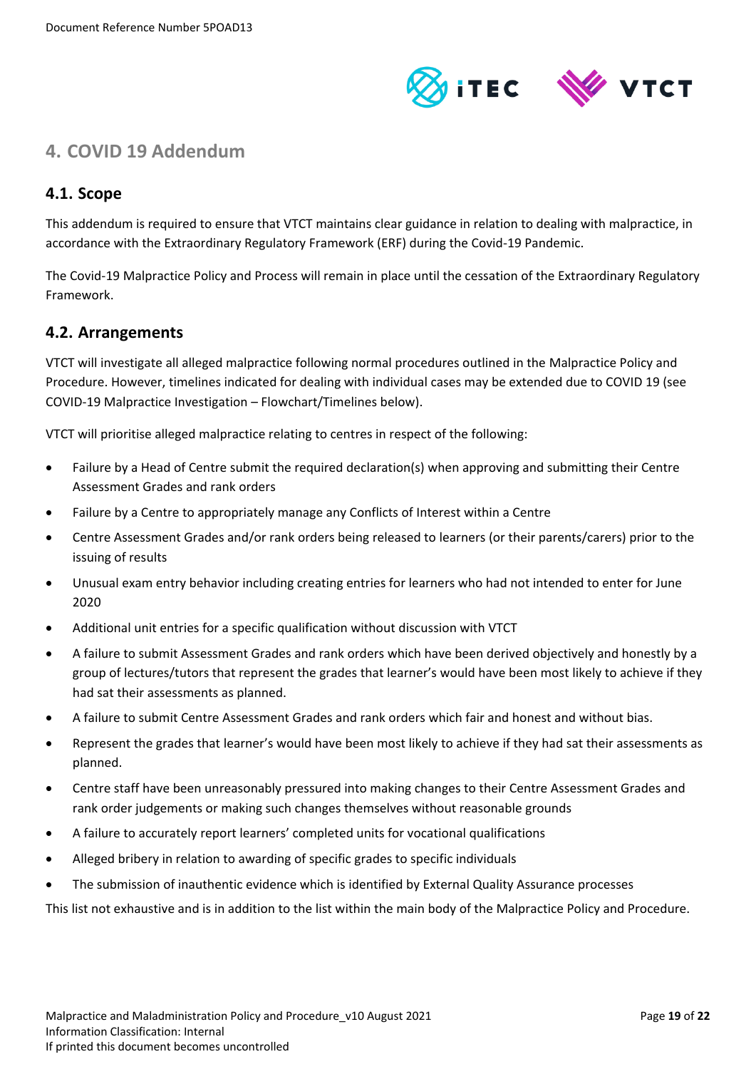# 4. COVID 19 Addendum

## 4.1. Scope

This addendum is required to ensure that VTCT maintains clear guidance in relation to dealing with malpractice, in accordance with the Extraordinary Regulatory Framework (ERF) during the Covid-19 Pandemic.

The Covid-19 Malpractice Policy and Process will remain in place until the cessation of the Extraordinary Regulatory Framework.

## 4.2. Arrangements

VTCT will investigate all alleged malpractice following normal procedures outlined in the Malpractice Policy and Procedure. However, timelines indicated for dealing with individual cases may be extended due to COVID 19 (see COVID-19 Malpractice Investigation – Flowchart/Timelines below).

VTCT will prioritise alleged malpractice relating to centres in respect of the following:

- Failure by a Head of Centre submit the required declaration(s) when approving and submitting their Centre Assessment Grades and rank orders
- Failure by a Centre to appropriately manage any Conflicts of Interest within a Centre
- Centre Assessment Grades and/or rank orders being released to learners (or their parents/carers) prior to the issuing of results
- Unusual exam entry behavior including creating entries for learners who had not intended to enter for June 2020
- Additional unit entries for a specific qualification without discussion with VTCT
- A failure to submit Assessment Grades and rank orders which have been derived objectively and honestly by a group of lectures/tutors that represent the grades that learner's would have been most likely to achieve if they had sat their assessments as planned.
- A failure to submit Centre Assessment Grades and rank orders which fair and honest and without bias.
- Represent the grades that learner's would have been most likely to achieve if they had sat their assessments as planned.
- Centre staff have been unreasonably pressured into making changes to their Centre Assessment Grades and rank order judgements or making such changes themselves without reasonable grounds
- A failure to accurately report learners' completed units for vocational qualifications
- Alleged bribery in relation to awarding of specific grades to specific individuals
- The submission of inauthentic evidence which is identified by External Quality Assurance processes

This list not exhaustive and is in addition to the list within the main body of the Malpractice Policy and Procedure.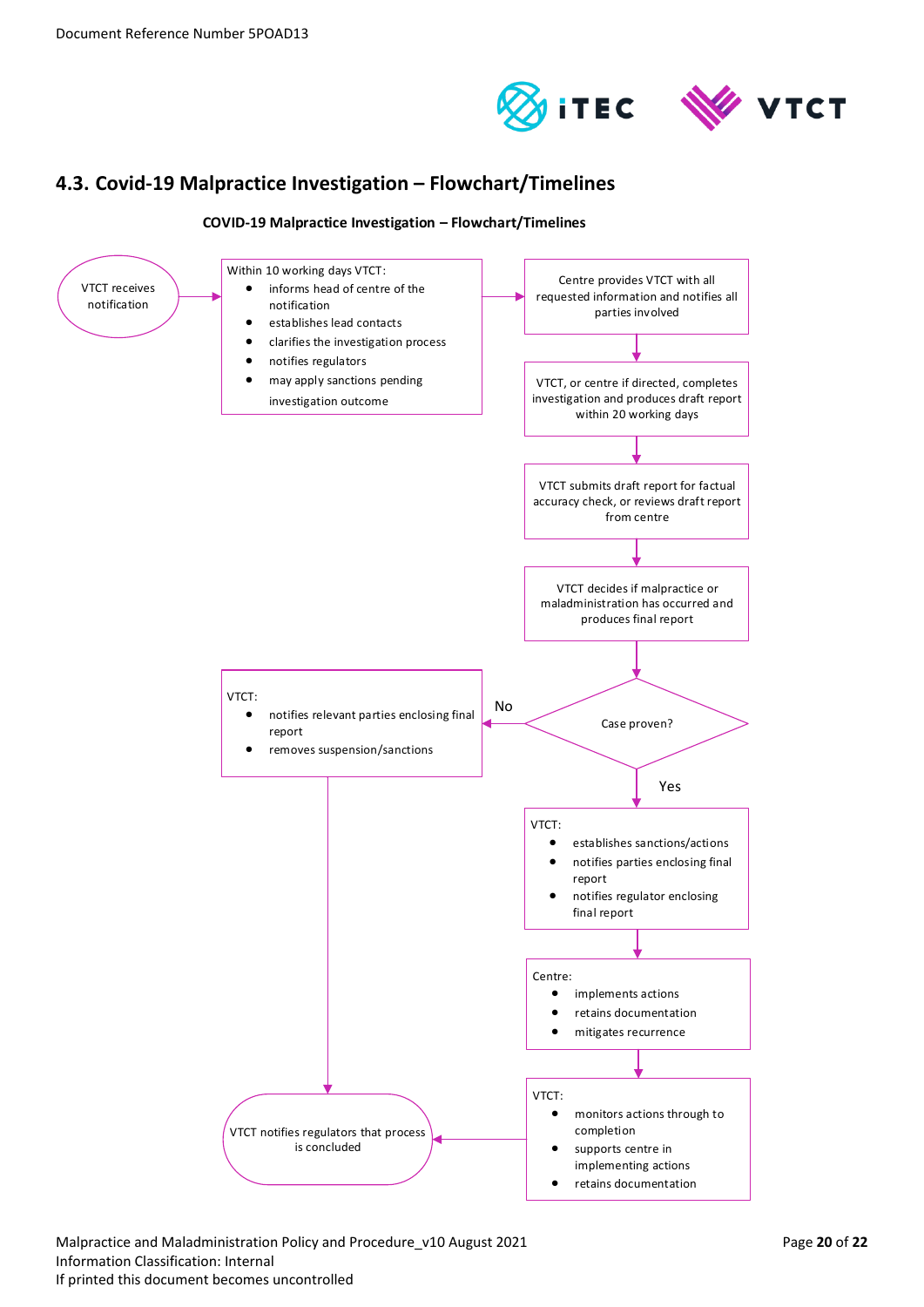## 4.3. Covid-19 Malpractice Investigation – Flowchart/Timelines

**COVID-19 Malpractice Investigation – Flowchart/Timelines**

VTCT receives notification

Within 10 working days VTCT:

- informs head of centre of the notification
- establishes lead contacts
- clarifies the investigation process
- notifies regulators
- may apply sanctions pending investigation outcome

Centre provides VTCT with all requested information and notifies all parties involved

VTCT, or centre if directed, completes investigation and produces draft report within 20 working days

VTCT submits draft report for factual accuracy check, or reviews draft report from centre

VTCT decides if malpractice or maladministration has occurred and produces final report

Case proven?

No

VTCT:

- notifies relevant parties enclosing final report
- removes suspension/sanctions

Yes

VTCT:

- establishes sanctions/actions
- notifies parties enclosing final report
- notifies regulator enclosing final report

Centre:

- implements actions
- retains documentation
- mitigates recurrence

VTCT:

- monitors actions through to completion
- supports centre in implementing actions
- retains documentation

VTCT notifies regulators that process is concluded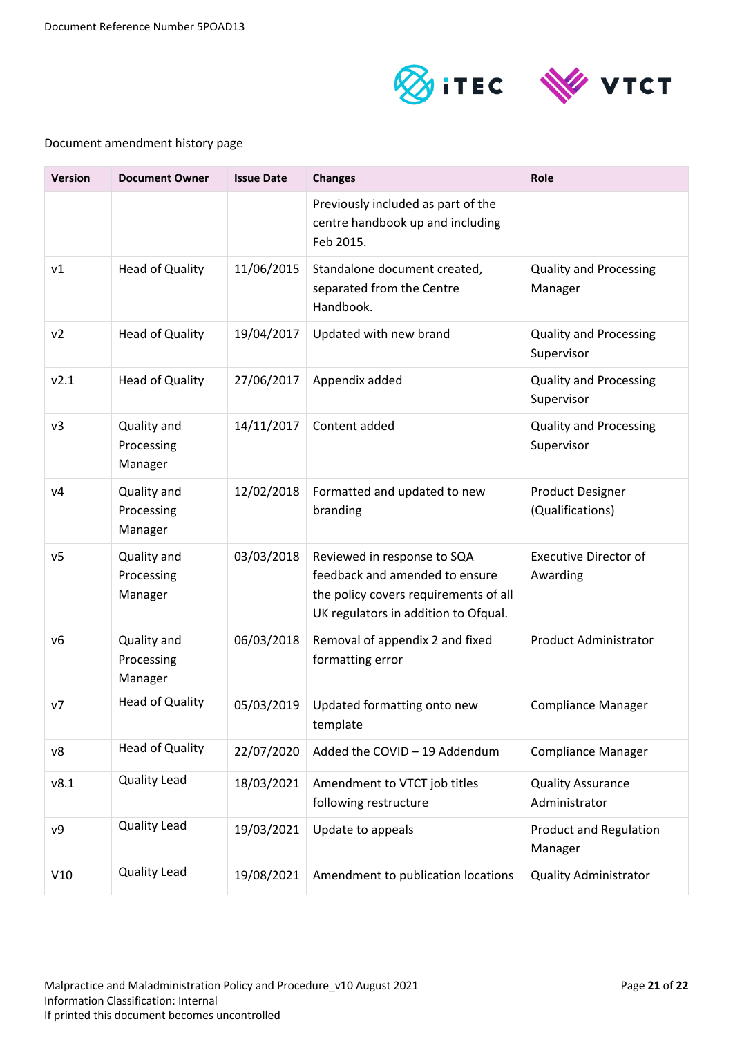Document amendment history page

| Version | Document Owner | Issue Date | Changes | Role |
|---|---|---|---|---|
| | | | Previously included as part of the centre handbook up and including Feb 2015. | |
| v1 | Head of Quality | 11/06/2015 | Standalone document created, separated from the Centre Handbook. | Quality and Processing Manager |
| v2 | Head of Quality | 19/04/2017 | Updated with new brand | Quality and Processing Supervisor |
| v2.1 | Head of Quality | 27/06/2017 | Appendix added | Quality and Processing Supervisor |
| v3 | Quality and Processing Manager | 14/11/2017 | Content added | Quality and Processing Supervisor |
| v4 | Quality and Processing Manager | 12/02/2018 | Formatted and updated to new branding | Product Designer (Qualifications) |
| v5 | Quality and Processing Manager | 03/03/2018 | Reviewed in response to SQA feedback and amended to ensure the policy covers requirements of all UK regulators in addition to Ofqual. | Executive Director of Awarding |
| v6 | Quality and Processing Manager | 06/03/2018 | Removal of appendix 2 and fixed formatting error | Product Administrator |
| v7 | Head of Quality | 05/03/2019 | Updated formatting onto new template | Compliance Manager |
| v8 | Head of Quality | 22/07/2020 | Added the COVID – 19 Addendum | Compliance Manager |
| v8.1 | Quality Lead | 18/03/2021 | Amendment to VTCT job titles following restructure | Quality Assurance Administrator |
| v9 | Quality Lead | 19/03/2021 | Update to appeals | Product and Regulation Manager |
| V10 | Quality Lead | 19/08/2021 | Amendment to publication locations | Quality Administrator |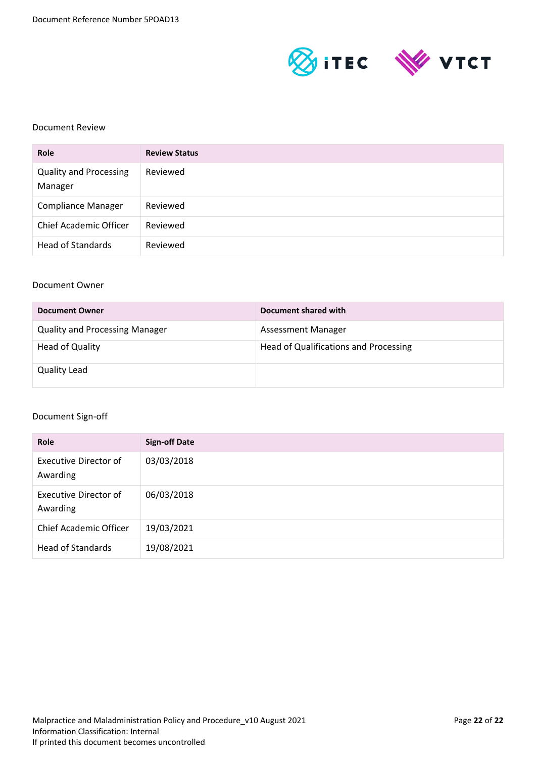Document Review

| Role | Review Status |
| --- | --- |
| Quality and Processing Manager | Reviewed |
| Compliance Manager | Reviewed |
| Chief Academic Officer | Reviewed |
| Head of Standards | Reviewed |

Document Owner

| Document Owner | Document shared with |
| --- | --- |
| Quality and Processing Manager | Assessment Manager |
| Head of Quality | Head of Qualifications and Processing |
| Quality Lead | |

Document Sign-off

| Role | Sign-off Date |
| --- | --- |
| Executive Director of Awarding | 03/03/2018 |
| Executive Director of Awarding | 06/03/2018 |
| Chief Academic Officer | 19/03/2021 |
| Head of Standards | 19/08/2021 |